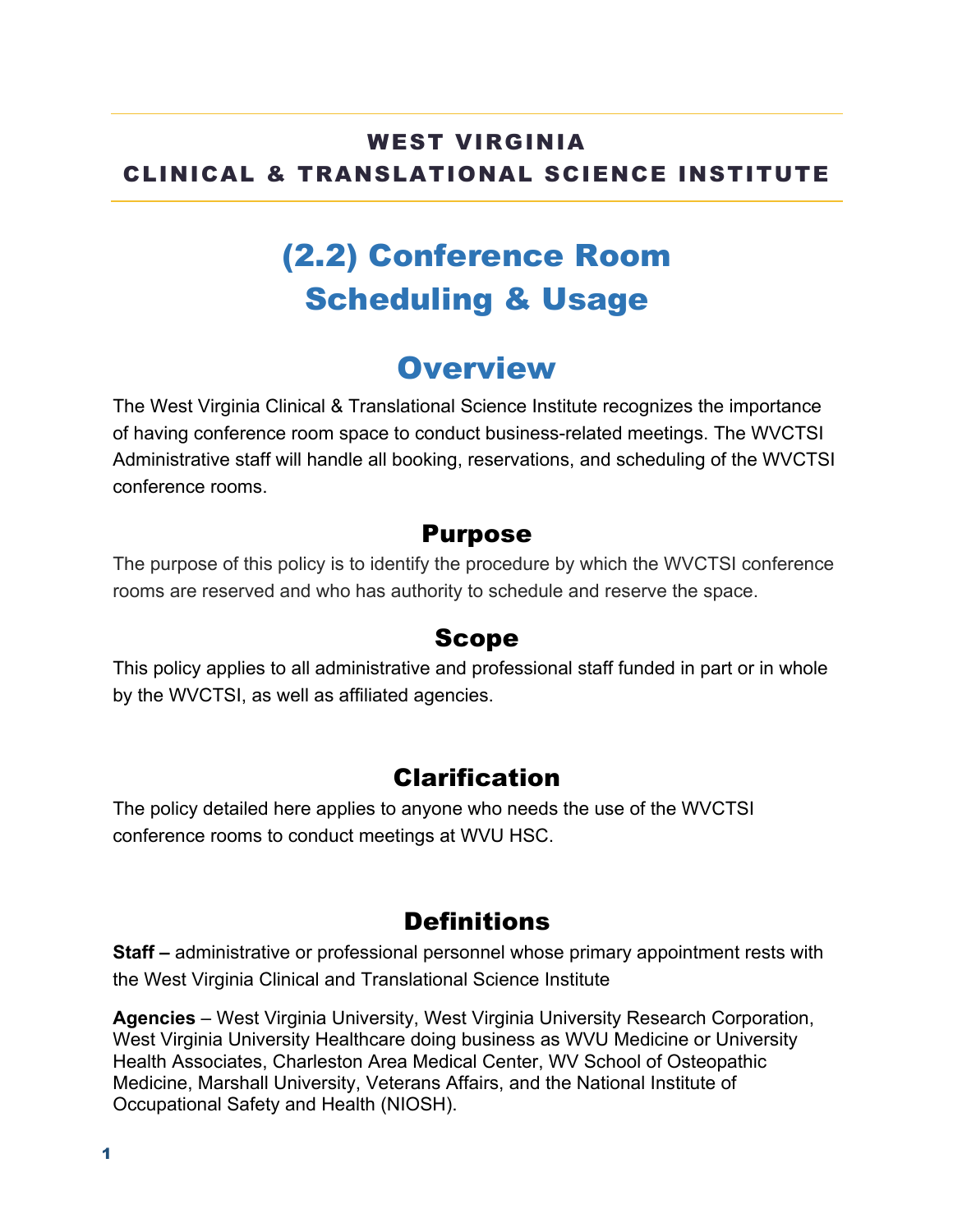**WEST VIRGINIA**
**CLINICAL & TRANSLATIONAL SCIENCE INSTITUTE**

# (2.2) Conference Room Scheduling & Usage

## Overview

The West Virginia Clinical & Translational Science Institute recognizes the importance of having conference room space to conduct business-related meetings. The WVCTSI Administrative staff will handle all booking, reservations, and scheduling of the WVCTSI conference rooms.

### Purpose

The purpose of this policy is to identify the procedure by which the WVCTSI conference rooms are reserved and who has authority to schedule and reserve the space.

### Scope

This policy applies to all administrative and professional staff funded in part or in whole by the WVCTSI, as well as affiliated agencies.

### Clarification

The policy detailed here applies to anyone who needs the use of the WVCTSI conference rooms to conduct meetings at WVU HSC.

### Definitions

**Staff –** administrative or professional personnel whose primary appointment rests with the West Virginia Clinical and Translational Science Institute

**Agencies** – West Virginia University, West Virginia University Research Corporation, West Virginia University Healthcare doing business as WVU Medicine or University Health Associates, Charleston Area Medical Center, WV School of Osteopathic Medicine, Marshall University, Veterans Affairs, and the National Institute of Occupational Safety and Health (NIOSH).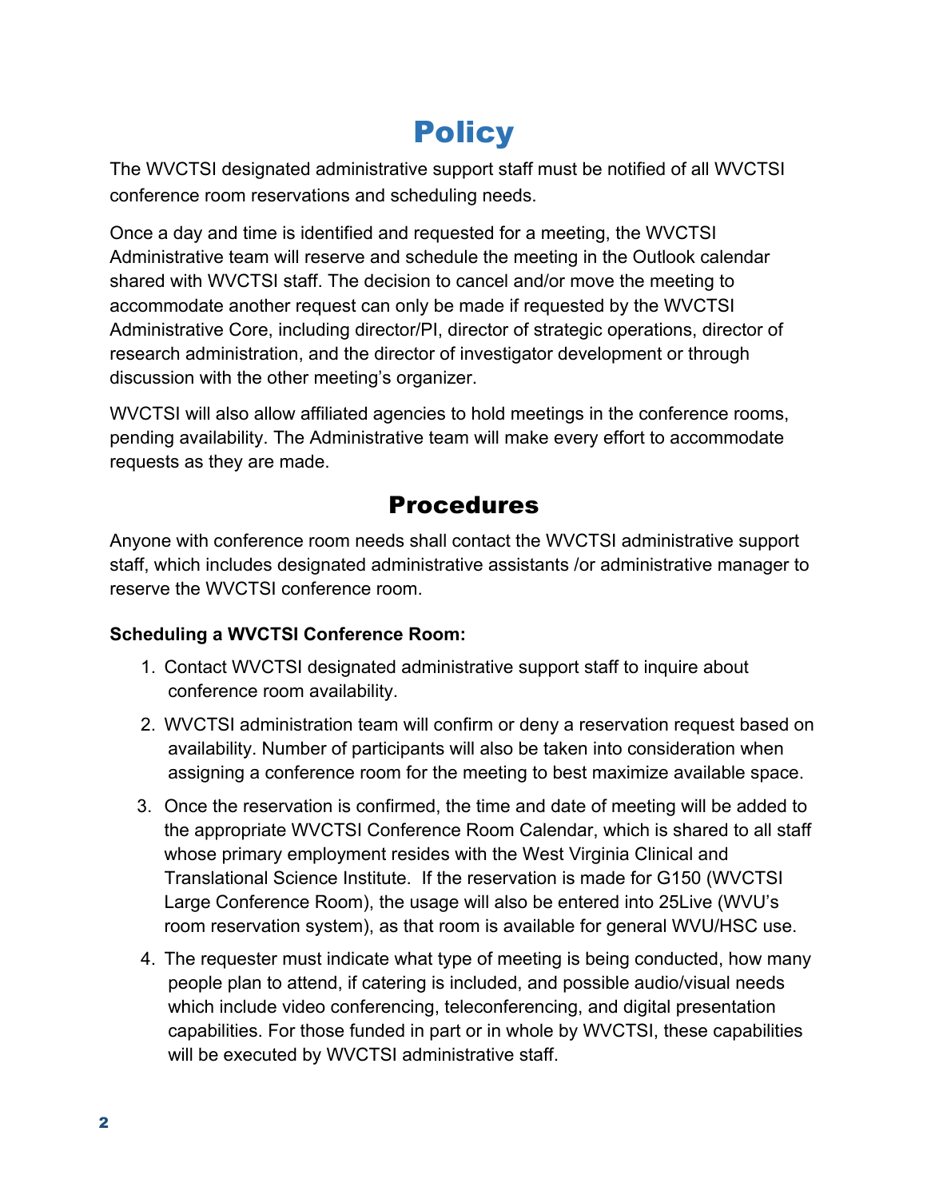# Policy

The WVCTSI designated administrative support staff must be notified of all WVCTSI conference room reservations and scheduling needs.

Once a day and time is identified and requested for a meeting, the WVCTSI Administrative team will reserve and schedule the meeting in the Outlook calendar shared with WVCTSI staff. The decision to cancel and/or move the meeting to accommodate another request can only be made if requested by the WVCTSI Administrative Core, including director/PI, director of strategic operations, director of research administration, and the director of investigator development or through discussion with the other meeting's organizer.

WVCTSI will also allow affiliated agencies to hold meetings in the conference rooms, pending availability. The Administrative team will make every effort to accommodate requests as they are made.

## Procedures

Anyone with conference room needs shall contact the WVCTSI administrative support staff, which includes designated administrative assistants /or administrative manager to reserve the WVCTSI conference room.

**Scheduling a WVCTSI Conference Room:**

1. Contact WVCTSI designated administrative support staff to inquire about conference room availability.
2. WVCTSI administration team will confirm or deny a reservation request based on availability. Number of participants will also be taken into consideration when assigning a conference room for the meeting to best maximize available space.
3. Once the reservation is confirmed, the time and date of meeting will be added to the appropriate WVCTSI Conference Room Calendar, which is shared to all staff whose primary employment resides with the West Virginia Clinical and Translational Science Institute. If the reservation is made for G150 (WVCTSI Large Conference Room), the usage will also be entered into 25Live (WVU's room reservation system), as that room is available for general WVU/HSC use.
4. The requester must indicate what type of meeting is being conducted, how many people plan to attend, if catering is included, and possible audio/visual needs which include video conferencing, teleconferencing, and digital presentation capabilities. For those funded in part or in whole by WVCTSI, these capabilities will be executed by WVCTSI administrative staff.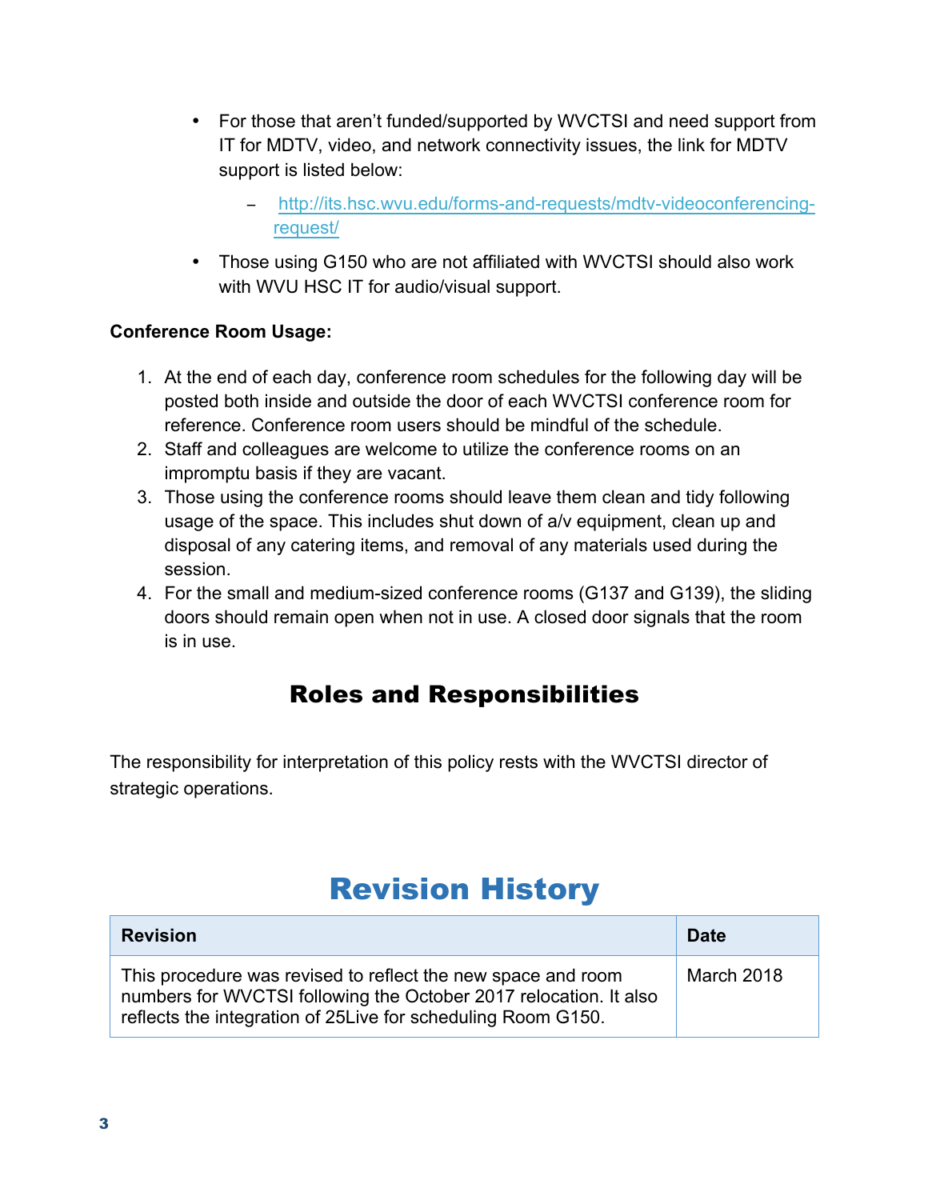- For those that aren't funded/supported by WVCTSI and need support from IT for MDTV, video, and network connectivity issues, the link for MDTV support is listed below:
  - http://its.hsc.wvu.edu/forms-and-requests/mdtv-videoconferencing-request/
- Those using G150 who are not affiliated with WVCTSI should also work with WVU HSC IT for audio/visual support.

**Conference Room Usage:**

1. At the end of each day, conference room schedules for the following day will be posted both inside and outside the door of each WVCTSI conference room for reference. Conference room users should be mindful of the schedule.
2. Staff and colleagues are welcome to utilize the conference rooms on an impromptu basis if they are vacant.
3. Those using the conference rooms should leave them clean and tidy following usage of the space. This includes shut down of a/v equipment, clean up and disposal of any catering items, and removal of any materials used during the session.
4. For the small and medium-sized conference rooms (G137 and G139), the sliding doors should remain open when not in use. A closed door signals that the room is in use.

## Roles and Responsibilities

The responsibility for interpretation of this policy rests with the WVCTSI director of strategic operations.

# Revision History

| Revision | Date |
| --- | --- |
| This procedure was revised to reflect the new space and room numbers for WVCTSI following the October 2017 relocation. It also reflects the integration of 25Live for scheduling Room G150. | March 2018 |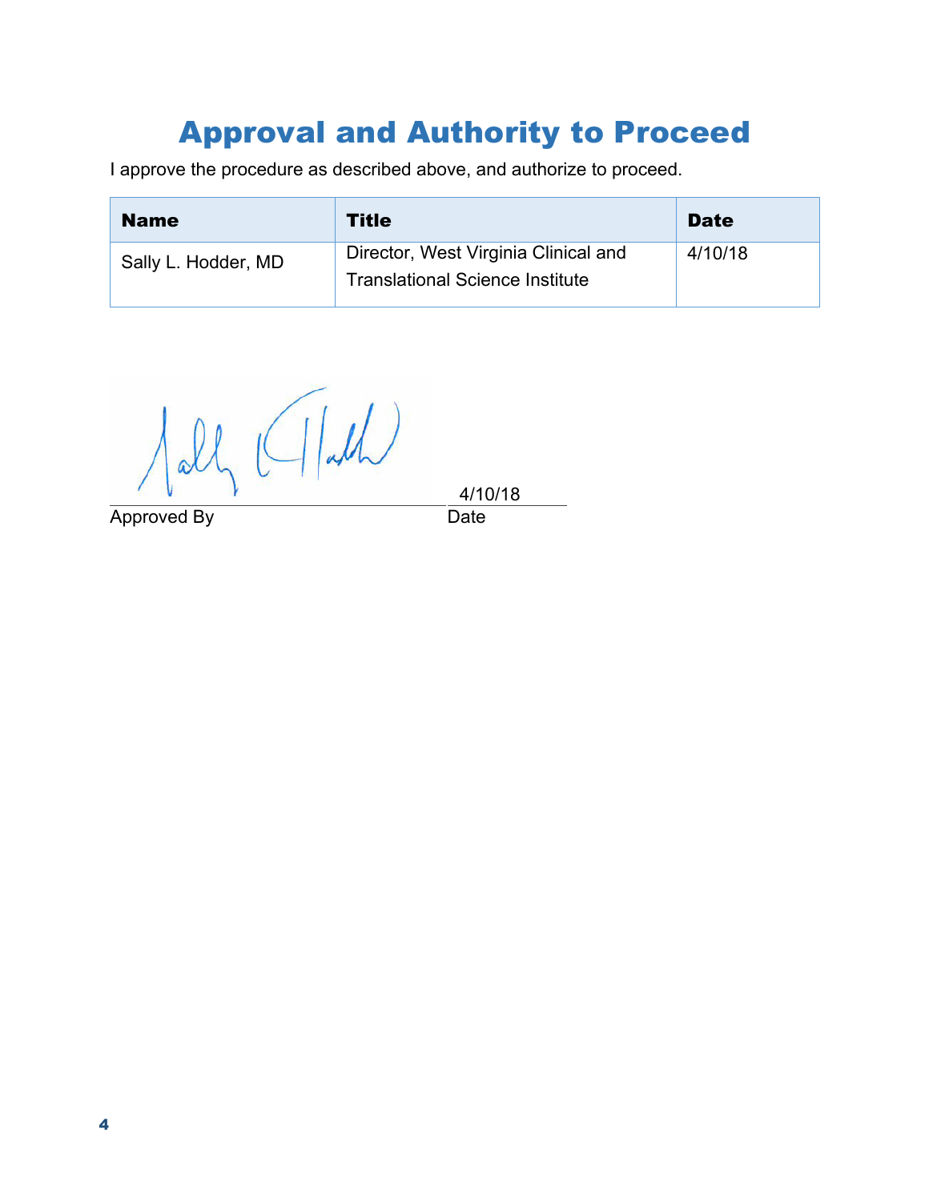# Approval and Authority to Proceed

I approve the procedure as described above, and authorize to proceed.

| Name | Title | Date |
|---|---|---|
| Sally L. Hodder, MD | Director, West Virginia Clinical and Translational Science Institute | 4/10/18 |

Approved By Date 4/10/18